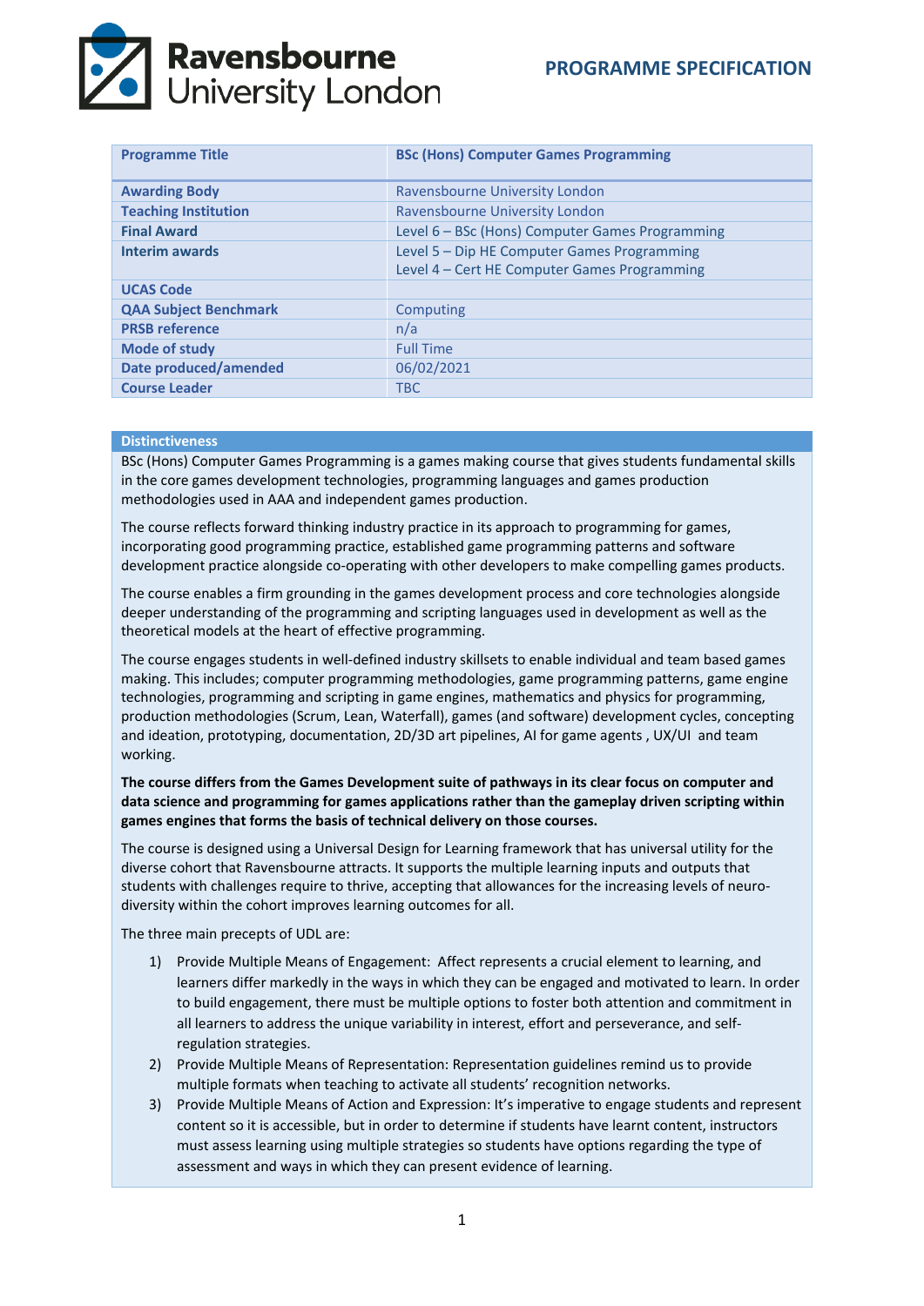# PROGRAMME SPECIFICATION

| Programme Title | BSc (Hons) Computer Games Programming |
|---|---|
| Awarding Body | Ravensbourne University London |
| Teaching Institution | Ravensbourne University London |
| Final Award | Level 6 – BSc (Hons) Computer Games Programming |
| Interim awards | Level 5 – Dip HE Computer Games Programming<br>Level 4 – Cert HE Computer Games Programming |
| UCAS Code | |
| QAA Subject Benchmark | Computing |
| PRSB reference | n/a |
| Mode of study | Full Time |
| Date produced/amended | 06/02/2021 |
| Course Leader | TBC |

## Distinctiveness

BSc (Hons) Computer Games Programming is a games making course that gives students fundamental skills in the core games development technologies, programming languages and games production methodologies used in AAA and independent games production.

The course reflects forward thinking industry practice in its approach to programming for games, incorporating good programming practice, established game programming patterns and software development practice alongside co-operating with other developers to make compelling games products.

The course enables a firm grounding in the games development process and core technologies alongside deeper understanding of the programming and scripting languages used in development as well as the theoretical models at the heart of effective programming.

The course engages students in well-defined industry skillsets to enable individual and team based games making. This includes; computer programming methodologies, game programming patterns, game engine technologies, programming and scripting in game engines, mathematics and physics for programming, production methodologies (Scrum, Lean, Waterfall), games (and software) development cycles, concepting and ideation, prototyping, documentation, 2D/3D art pipelines, AI for game agents , UX/UI and team working.

**The course differs from the Games Development suite of pathways in its clear focus on computer and data science and programming for games applications rather than the gameplay driven scripting within games engines that forms the basis of technical delivery on those courses.**

The course is designed using a Universal Design for Learning framework that has universal utility for the diverse cohort that Ravensbourne attracts. It supports the multiple learning inputs and outputs that students with challenges require to thrive, accepting that allowances for the increasing levels of neuro-diversity within the cohort improves learning outcomes for all.

The three main precepts of UDL are:

1) Provide Multiple Means of Engagement: Affect represents a crucial element to learning, and learners differ markedly in the ways in which they can be engaged and motivated to learn. In order to build engagement, there must be multiple options to foster both attention and commitment in all learners to address the unique variability in interest, effort and perseverance, and self-regulation strategies.
2) Provide Multiple Means of Representation: Representation guidelines remind us to provide multiple formats when teaching to activate all students' recognition networks.
3) Provide Multiple Means of Action and Expression: It's imperative to engage students and represent content so it is accessible, but in order to determine if students have learnt content, instructors must assess learning using multiple strategies so students have options regarding the type of assessment and ways in which they can present evidence of learning.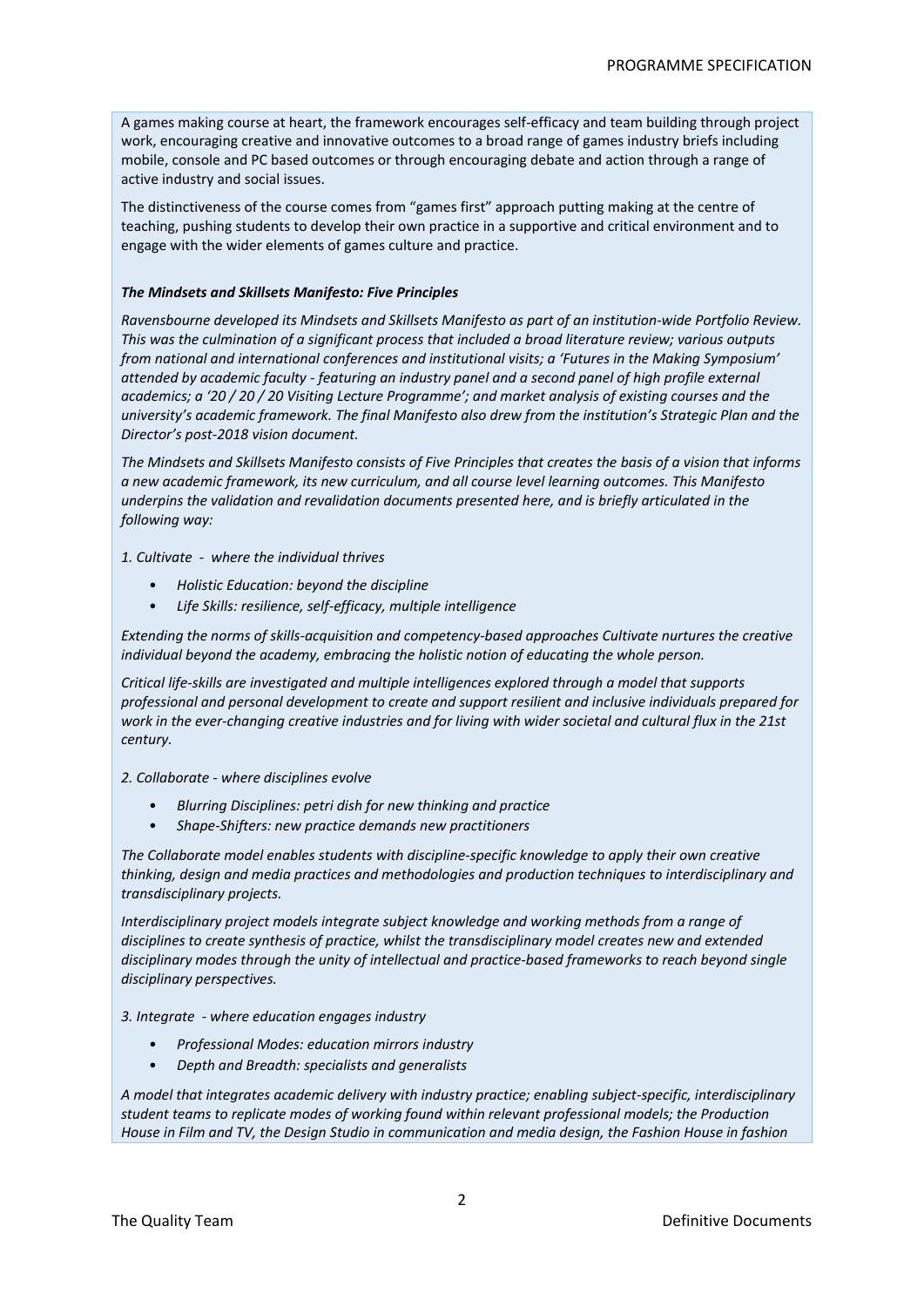A games making course at heart, the framework encourages self-efficacy and team building through project work, encouraging creative and innovative outcomes to a broad range of games industry briefs including mobile, console and PC based outcomes or through encouraging debate and action through a range of active industry and social issues.

The distinctiveness of the course comes from "games first" approach putting making at the centre of teaching, pushing students to develop their own practice in a supportive and critical environment and to engage with the wider elements of games culture and practice.

***The Mindsets and Skillsets Manifesto: Five Principles***

*Ravensbourne developed its Mindsets and Skillsets Manifesto as part of an institution-wide Portfolio Review. This was the culmination of a significant process that included a broad literature review; various outputs from national and international conferences and institutional visits; a 'Futures in the Making Symposium' attended by academic faculty - featuring an industry panel and a second panel of high profile external academics; a '20 / 20 / 20 Visiting Lecture Programme'; and market analysis of existing courses and the university's academic framework. The final Manifesto also drew from the institution's Strategic Plan and the Director's post-2018 vision document.*

*The Mindsets and Skillsets Manifesto consists of Five Principles that creates the basis of a vision that informs a new academic framework, its new curriculum, and all course level learning outcomes. This Manifesto underpins the validation and revalidation documents presented here, and is briefly articulated in the following way:*

*1. Cultivate - where the individual thrives*

- *Holistic Education: beyond the discipline*
- *Life Skills: resilience, self-efficacy, multiple intelligence*

*Extending the norms of skills-acquisition and competency-based approaches Cultivate nurtures the creative individual beyond the academy, embracing the holistic notion of educating the whole person.*

*Critical life-skills are investigated and multiple intelligences explored through a model that supports professional and personal development to create and support resilient and inclusive individuals prepared for work in the ever-changing creative industries and for living with wider societal and cultural flux in the 21st century.*

*2. Collaborate - where disciplines evolve*

- *Blurring Disciplines: petri dish for new thinking and practice*
- *Shape-Shifters: new practice demands new practitioners*

*The Collaborate model enables students with discipline-specific knowledge to apply their own creative thinking, design and media practices and methodologies and production techniques to interdisciplinary and transdisciplinary projects.*

*Interdisciplinary project models integrate subject knowledge and working methods from a range of disciplines to create synthesis of practice, whilst the transdisciplinary model creates new and extended disciplinary modes through the unity of intellectual and practice-based frameworks to reach beyond single disciplinary perspectives.*

*3. Integrate - where education engages industry*

- *Professional Modes: education mirrors industry*
- *Depth and Breadth: specialists and generalists*

*A model that integrates academic delivery with industry practice; enabling subject-specific, interdisciplinary student teams to replicate modes of working found within relevant professional models; the Production House in Film and TV, the Design Studio in communication and media design, the Fashion House in fashion*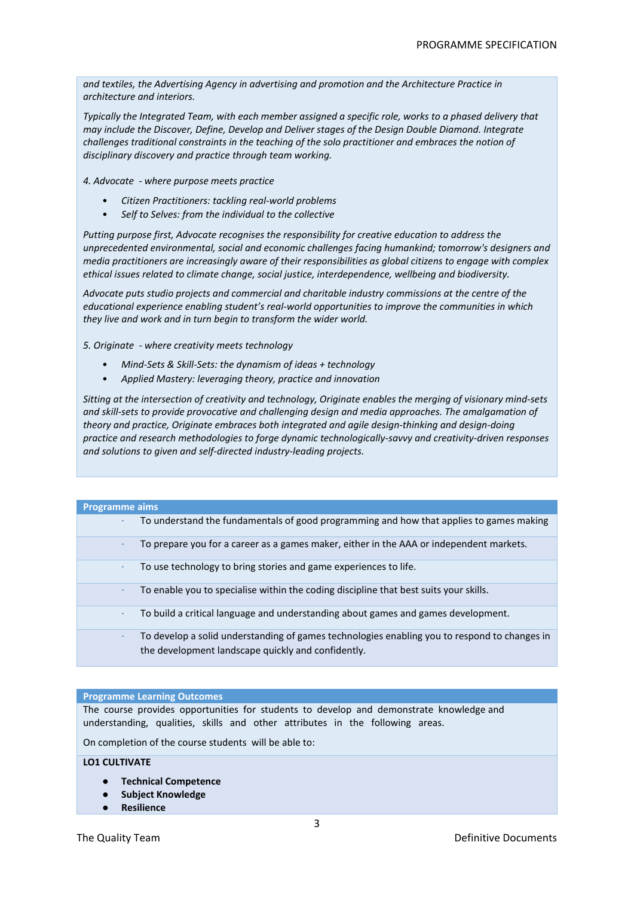*and textiles, the Advertising Agency in advertising and promotion and the Architecture Practice in architecture and interiors.*

*Typically the Integrated Team, with each member assigned a specific role, works to a phased delivery that may include the Discover, Define, Develop and Deliver stages of the Design Double Diamond. Integrate challenges traditional constraints in the teaching of the solo practitioner and embraces the notion of disciplinary discovery and practice through team working.*

*4. Advocate - where purpose meets practice*

- *Citizen Practitioners: tackling real-world problems*
- *Self to Selves: from the individual to the collective*

*Putting purpose first, Advocate recognises the responsibility for creative education to address the unprecedented environmental, social and economic challenges facing humankind; tomorrow's designers and media practitioners are increasingly aware of their responsibilities as global citizens to engage with complex ethical issues related to climate change, social justice, interdependence, wellbeing and biodiversity.*

*Advocate puts studio projects and commercial and charitable industry commissions at the centre of the educational experience enabling student's real-world opportunities to improve the communities in which they live and work and in turn begin to transform the wider world.*

*5. Originate - where creativity meets technology*

- *Mind-Sets & Skill-Sets: the dynamism of ideas + technology*
- *Applied Mastery: leveraging theory, practice and innovation*

*Sitting at the intersection of creativity and technology, Originate enables the merging of visionary mind-sets and skill-sets to provide provocative and challenging design and media approaches. The amalgamation of theory and practice, Originate embraces both integrated and agile design-thinking and design-doing practice and research methodologies to forge dynamic technologically-savvy and creativity-driven responses and solutions to given and self-directed industry-leading projects.*

## Programme aims

- To understand the fundamentals of good programming and how that applies to games making
- To prepare you for a career as a games maker, either in the AAA or independent markets.
- To use technology to bring stories and game experiences to life.
- To enable you to specialise within the coding discipline that best suits your skills.
- To build a critical language and understanding about games and games development.
- To develop a solid understanding of games technologies enabling you to respond to changes in the development landscape quickly and confidently.

## Programme Learning Outcomes

The course provides opportunities for students to develop and demonstrate knowledge and understanding, qualities, skills and other attributes in the following areas.

On completion of the course students will be able to:

**LO1 CULTIVATE**

- **Technical Competence**
- **Subject Knowledge**
- **Resilience**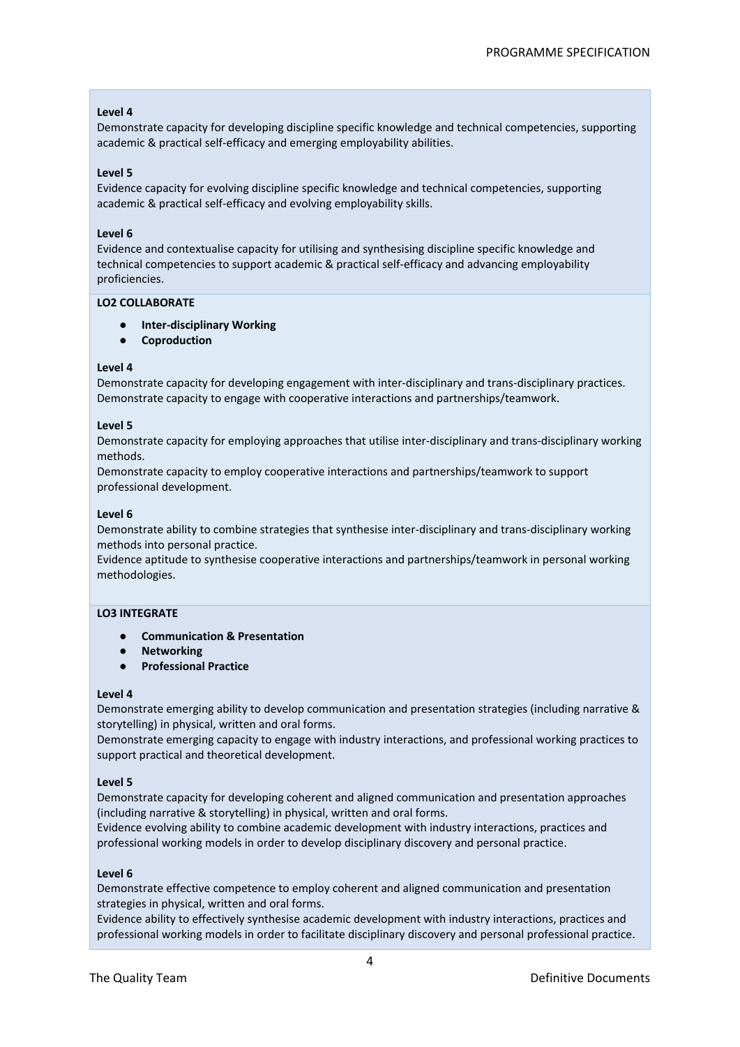**Level 4**
Demonstrate capacity for developing discipline specific knowledge and technical competencies, supporting academic & practical self-efficacy and emerging employability abilities.

**Level 5**
Evidence capacity for evolving discipline specific knowledge and technical competencies, supporting academic & practical self-efficacy and evolving employability skills.

**Level 6**
Evidence and contextualise capacity for utilising and synthesising discipline specific knowledge and technical competencies to support academic & practical self-efficacy and advancing employability proficiencies.

**LO2 COLLABORATE**

- **Inter-disciplinary Working**
- **Coproduction**

**Level 4**
Demonstrate capacity for developing engagement with inter-disciplinary and trans-disciplinary practices.
Demonstrate capacity to engage with cooperative interactions and partnerships/teamwork.

**Level 5**
Demonstrate capacity for employing approaches that utilise inter-disciplinary and trans-disciplinary working methods.
Demonstrate capacity to employ cooperative interactions and partnerships/teamwork to support professional development.

**Level 6**
Demonstrate ability to combine strategies that synthesise inter-disciplinary and trans-disciplinary working methods into personal practice.
Evidence aptitude to synthesise cooperative interactions and partnerships/teamwork in personal working methodologies.

**LO3 INTEGRATE**

- **Communication & Presentation**
- **Networking**
- **Professional Practice**

**Level 4**
Demonstrate emerging ability to develop communication and presentation strategies (including narrative & storytelling) in physical, written and oral forms.
Demonstrate emerging capacity to engage with industry interactions, and professional working practices to support practical and theoretical development.

**Level 5**
Demonstrate capacity for developing coherent and aligned communication and presentation approaches (including narrative & storytelling) in physical, written and oral forms.
Evidence evolving ability to combine academic development with industry interactions, practices and professional working models in order to develop disciplinary discovery and personal practice.

**Level 6**
Demonstrate effective competence to employ coherent and aligned communication and presentation strategies in physical, written and oral forms.
Evidence ability to effectively synthesise academic development with industry interactions, practices and professional working models in order to facilitate disciplinary discovery and personal professional practice.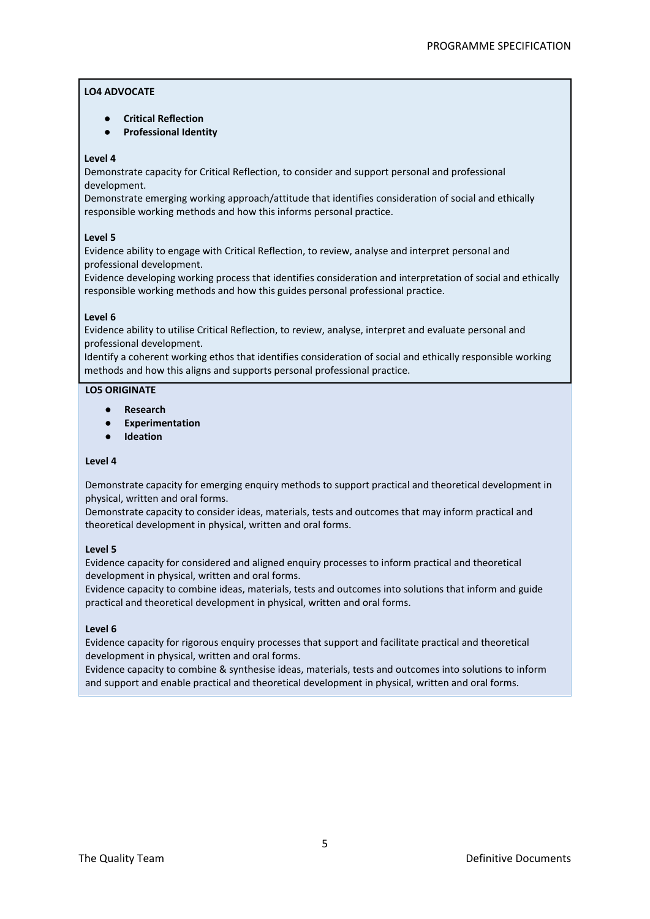**LO4 ADVOCATE**

- **Critical Reflection**
- **Professional Identity**

**Level 4**

Demonstrate capacity for Critical Reflection, to consider and support personal and professional development.

Demonstrate emerging working approach/attitude that identifies consideration of social and ethically responsible working methods and how this informs personal practice.

**Level 5**

Evidence ability to engage with Critical Reflection, to review, analyse and interpret personal and professional development.

Evidence developing working process that identifies consideration and interpretation of social and ethically responsible working methods and how this guides personal professional practice.

**Level 6**

Evidence ability to utilise Critical Reflection, to review, analyse, interpret and evaluate personal and professional development.

Identify a coherent working ethos that identifies consideration of social and ethically responsible working methods and how this aligns and supports personal professional practice.

**LO5 ORIGINATE**

- **Research**
- **Experimentation**
- **Ideation**

**Level 4**

Demonstrate capacity for emerging enquiry methods to support practical and theoretical development in physical, written and oral forms.

Demonstrate capacity to consider ideas, materials, tests and outcomes that may inform practical and theoretical development in physical, written and oral forms.

**Level 5**

Evidence capacity for considered and aligned enquiry processes to inform practical and theoretical development in physical, written and oral forms.

Evidence capacity to combine ideas, materials, tests and outcomes into solutions that inform and guide practical and theoretical development in physical, written and oral forms.

**Level 6**

Evidence capacity for rigorous enquiry processes that support and facilitate practical and theoretical development in physical, written and oral forms.

Evidence capacity to combine & synthesise ideas, materials, tests and outcomes into solutions to inform and support and enable practical and theoretical development in physical, written and oral forms.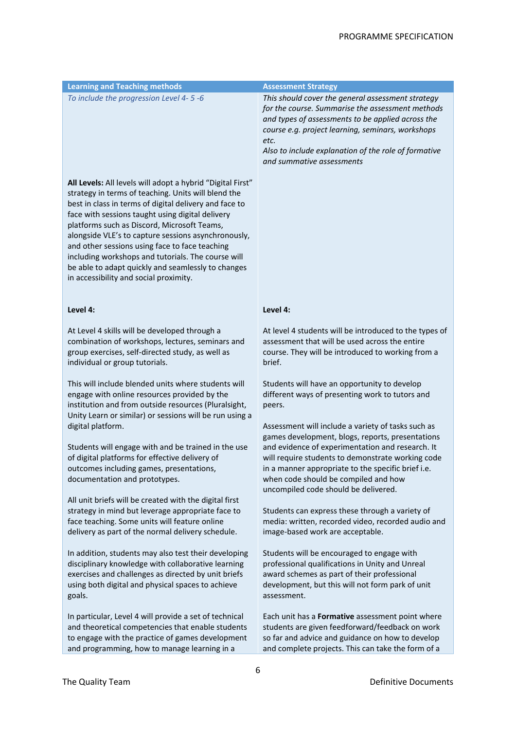| Learning and Teaching methods | Assessment Strategy |
|---|---|
| *To include the progression Level 4- 5 -6* | *This should cover the general assessment strategy for the course. Summarise the assessment methods and types of assessments to be applied across the course e.g. project learning, seminars, workshops etc.*<br>*Also to include explanation of the role of formative and summative assessments* |
| **All Levels:** All levels will adopt a hybrid "Digital First" strategy in terms of teaching. Units will blend the best in class in terms of digital delivery and face to face with sessions taught using digital delivery platforms such as Discord, Microsoft Teams, alongside VLE's to capture sessions asynchronously, and other sessions using face to face teaching including workshops and tutorials. The course will be able to adapt quickly and seamlessly to changes in accessibility and social proximity. | |
| **Level 4:**<br><br>At Level 4 skills will be developed through a combination of workshops, lectures, seminars and group exercises, self-directed study, as well as individual or group tutorials.<br><br>This will include blended units where students will engage with online resources provided by the institution and from outside resources (Pluralsight, Unity Learn or similar) or sessions will be run using a digital platform.<br><br>Students will engage with and be trained in the use of digital platforms for effective delivery of outcomes including games, presentations, documentation and prototypes.<br><br>All unit briefs will be created with the digital first strategy in mind but leverage appropriate face to face teaching. Some units will feature online delivery as part of the normal delivery schedule.<br><br>In addition, students may also test their developing disciplinary knowledge with collaborative learning exercises and challenges as directed by unit briefs using both digital and physical spaces to achieve goals.<br><br>In particular, Level 4 will provide a set of technical and theoretical competencies that enable students to engage with the practice of games development and programming, how to manage learning in a | **Level 4:**<br><br>At level 4 students will be introduced to the types of assessment that will be used across the entire course. They will be introduced to working from a brief.<br><br>Students will have an opportunity to develop different ways of presenting work to tutors and peers.<br><br>Assessment will include a variety of tasks such as games development, blogs, reports, presentations and evidence of experimentation and research. It will require students to demonstrate working code in a manner appropriate to the specific brief i.e. when code should be compiled and how uncompiled code should be delivered.<br><br>Students can express these through a variety of media: written, recorded video, recorded audio and image-based work are acceptable.<br><br>Students will be encouraged to engage with professional qualifications in Unity and Unreal award schemes as part of their professional development, but this will not form park of unit assessment.<br><br>Each unit has a **Formative** assessment point where students are given feedforward/feedback on work so far and advice and guidance on how to develop and complete projects. This can take the form of a |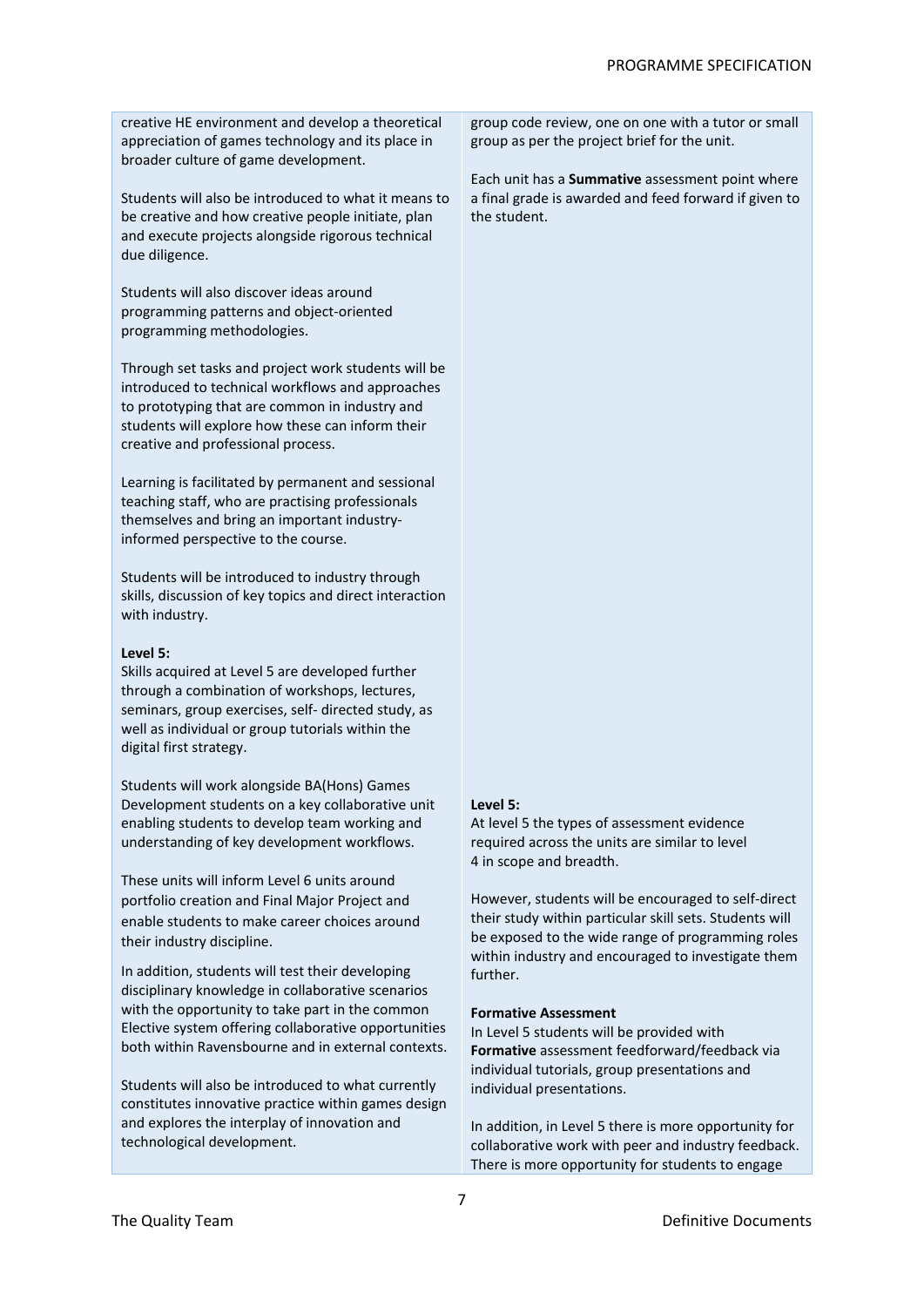creative HE environment and develop a theoretical appreciation of games technology and its place in broader culture of game development.

Students will also be introduced to what it means to be creative and how creative people initiate, plan and execute projects alongside rigorous technical due diligence.

Students will also discover ideas around programming patterns and object-oriented programming methodologies.

Through set tasks and project work students will be introduced to technical workflows and approaches to prototyping that are common in industry and students will explore how these can inform their creative and professional process.

Learning is facilitated by permanent and sessional teaching staff, who are practising professionals themselves and bring an important industry-informed perspective to the course.

Students will be introduced to industry through skills, discussion of key topics and direct interaction with industry.

**Level 5:**
Skills acquired at Level 5 are developed further through a combination of workshops, lectures, seminars, group exercises, self- directed study, as well as individual or group tutorials within the digital first strategy.

Students will work alongside BA(Hons) Games Development students on a key collaborative unit enabling students to develop team working and understanding of key development workflows.

These units will inform Level 6 units around portfolio creation and Final Major Project and enable students to make career choices around their industry discipline.

In addition, students will test their developing disciplinary knowledge in collaborative scenarios with the opportunity to take part in the common Elective system offering collaborative opportunities both within Ravensbourne and in external contexts.

Students will also be introduced to what currently constitutes innovative practice within games design and explores the interplay of innovation and technological development.

group code review, one on one with a tutor or small group as per the project brief for the unit.

Each unit has a **Summative** assessment point where a final grade is awarded and feed forward if given to the student.

**Level 5:**
At level 5 the types of assessment evidence required across the units are similar to level 4 in scope and breadth.

However, students will be encouraged to self-direct their study within particular skill sets. Students will be exposed to the wide range of programming roles within industry and encouraged to investigate them further.

**Formative Assessment**
In Level 5 students will be provided with **Formative** assessment feedforward/feedback via individual tutorials, group presentations and individual presentations.

In addition, in Level 5 there is more opportunity for collaborative work with peer and industry feedback. There is more opportunity for students to engage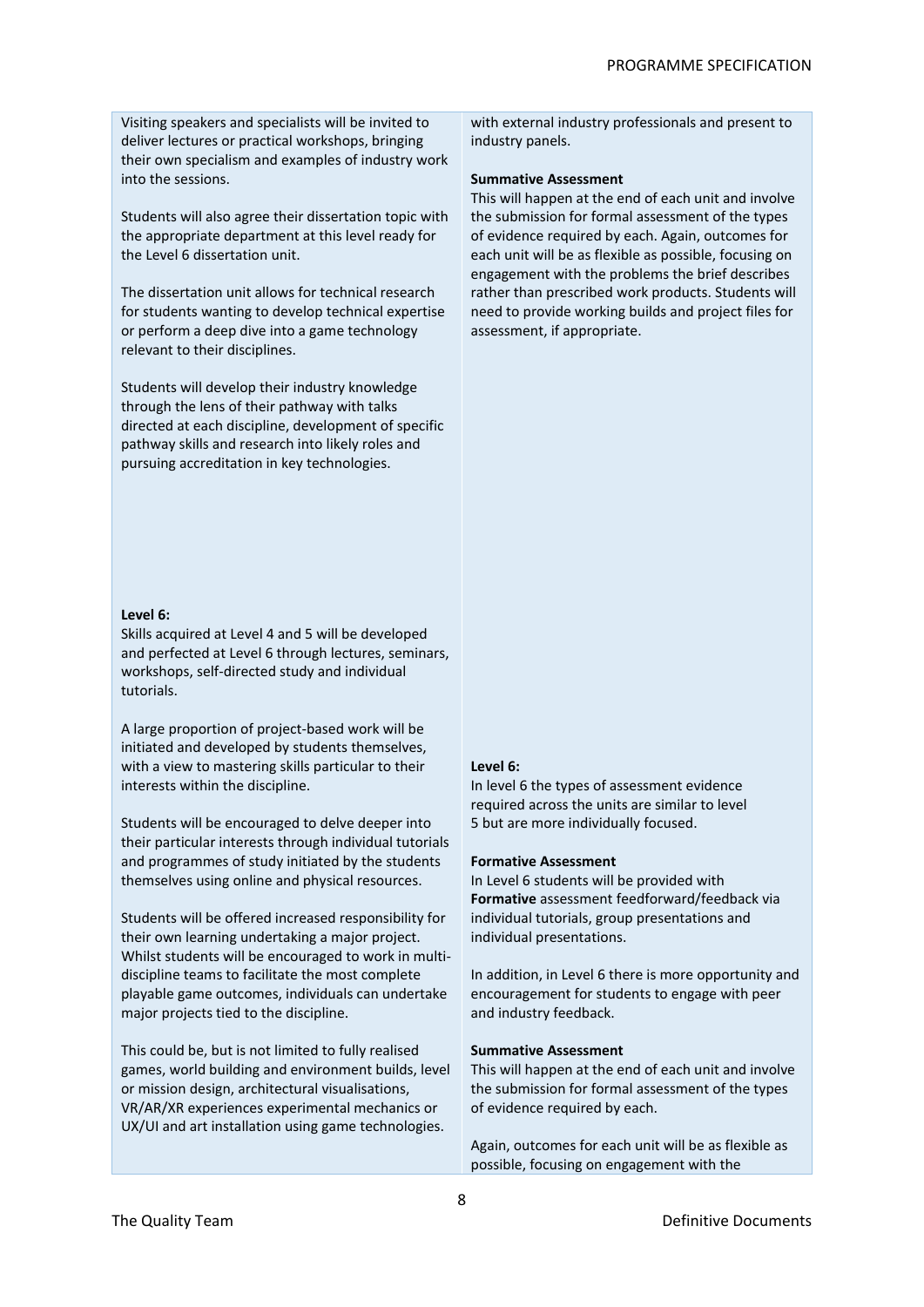Visiting speakers and specialists will be invited to deliver lectures or practical workshops, bringing their own specialism and examples of industry work into the sessions.

Students will also agree their dissertation topic with the appropriate department at this level ready for the Level 6 dissertation unit.

The dissertation unit allows for technical research for students wanting to develop technical expertise or perform a deep dive into a game technology relevant to their disciplines.

Students will develop their industry knowledge through the lens of their pathway with talks directed at each discipline, development of specific pathway skills and research into likely roles and pursuing accreditation in key technologies.

with external industry professionals and present to industry panels.

**Summative Assessment**
This will happen at the end of each unit and involve the submission for formal assessment of the types of evidence required by each. Again, outcomes for each unit will be as flexible as possible, focusing on engagement with the problems the brief describes rather than prescribed work products. Students will need to provide working builds and project files for assessment, if appropriate.

**Level 6:**
Skills acquired at Level 4 and 5 will be developed and perfected at Level 6 through lectures, seminars, workshops, self-directed study and individual tutorials.

A large proportion of project-based work will be initiated and developed by students themselves, with a view to mastering skills particular to their interests within the discipline.

Students will be encouraged to delve deeper into their particular interests through individual tutorials and programmes of study initiated by the students themselves using online and physical resources.

Students will be offered increased responsibility for their own learning undertaking a major project. Whilst students will be encouraged to work in multi-discipline teams to facilitate the most complete playable game outcomes, individuals can undertake major projects tied to the discipline.

This could be, but is not limited to fully realised games, world building and environment builds, level or mission design, architectural visualisations, VR/AR/XR experiences experimental mechanics or UX/UI and art installation using game technologies.

**Level 6:**
In level 6 the types of assessment evidence required across the units are similar to level 5 but are more individually focused.

**Formative Assessment**
In Level 6 students will be provided with **Formative** assessment feedforward/feedback via individual tutorials, group presentations and individual presentations.

In addition, in Level 6 there is more opportunity and encouragement for students to engage with peer and industry feedback.

**Summative Assessment**
This will happen at the end of each unit and involve the submission for formal assessment of the types of evidence required by each.

Again, outcomes for each unit will be as flexible as possible, focusing on engagement with the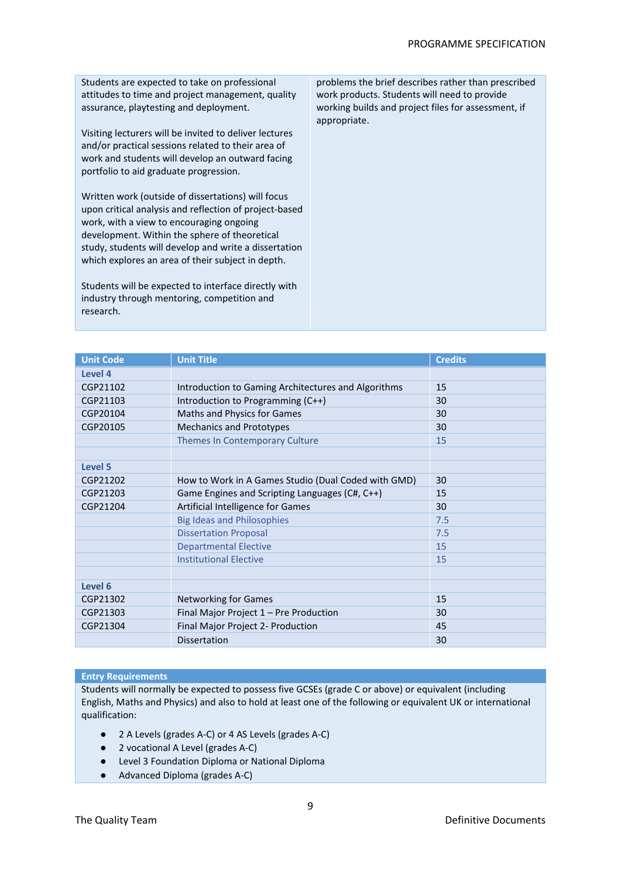| | |
|---|---|
| Students are expected to take on professional attitudes to time and project management, quality assurance, playtesting and deployment.<br><br>Visiting lecturers will be invited to deliver lectures and/or practical sessions related to their area of work and students will develop an outward facing portfolio to aid graduate progression.<br><br>Written work (outside of dissertations) will focus upon critical analysis and reflection of project-based work, with a view to encouraging ongoing development. Within the sphere of theoretical study, students will develop and write a dissertation which explores an area of their subject in depth.<br><br>Students will be expected to interface directly with industry through mentoring, competition and research. | problems the brief describes rather than prescribed work products. Students will need to provide working builds and project files for assessment, if appropriate. |

| Unit Code | Unit Title | Credits |
|---|---|---|
| **Level 4** | | |
| CGP21102 | Introduction to Gaming Architectures and Algorithms | 15 |
| CGP21103 | Introduction to Programming (C++) | 30 |
| CGP20104 | Maths and Physics for Games | 30 |
| CGP20105 | Mechanics and Prototypes | 30 |
| | Themes In Contemporary Culture | 15 |
| | | |
| **Level 5** | | |
| CGP21202 | How to Work in A Games Studio (Dual Coded with GMD) | 30 |
| CGP21203 | Game Engines and Scripting Languages (C#, C++) | 15 |
| CGP21204 | Artificial Intelligence for Games | 30 |
| | Big Ideas and Philosophies | 7.5 |
| | Dissertation Proposal | 7.5 |
| | Departmental Elective | 15 |
| | Institutional Elective | 15 |
| | | |
| **Level 6** | | |
| CGP21302 | Networking for Games | 15 |
| CGP21303 | Final Major Project 1 – Pre Production | 30 |
| CGP21304 | Final Major Project 2- Production | 45 |
| | Dissertation | 30 |

## Entry Requirements

Students will normally be expected to possess five GCSEs (grade C or above) or equivalent (including English, Maths and Physics) and also to hold at least one of the following or equivalent UK or international qualification:

- 2 A Levels (grades A-C) or 4 AS Levels (grades A-C)
- 2 vocational A Level (grades A-C)
- Level 3 Foundation Diploma or National Diploma
- Advanced Diploma (grades A-C)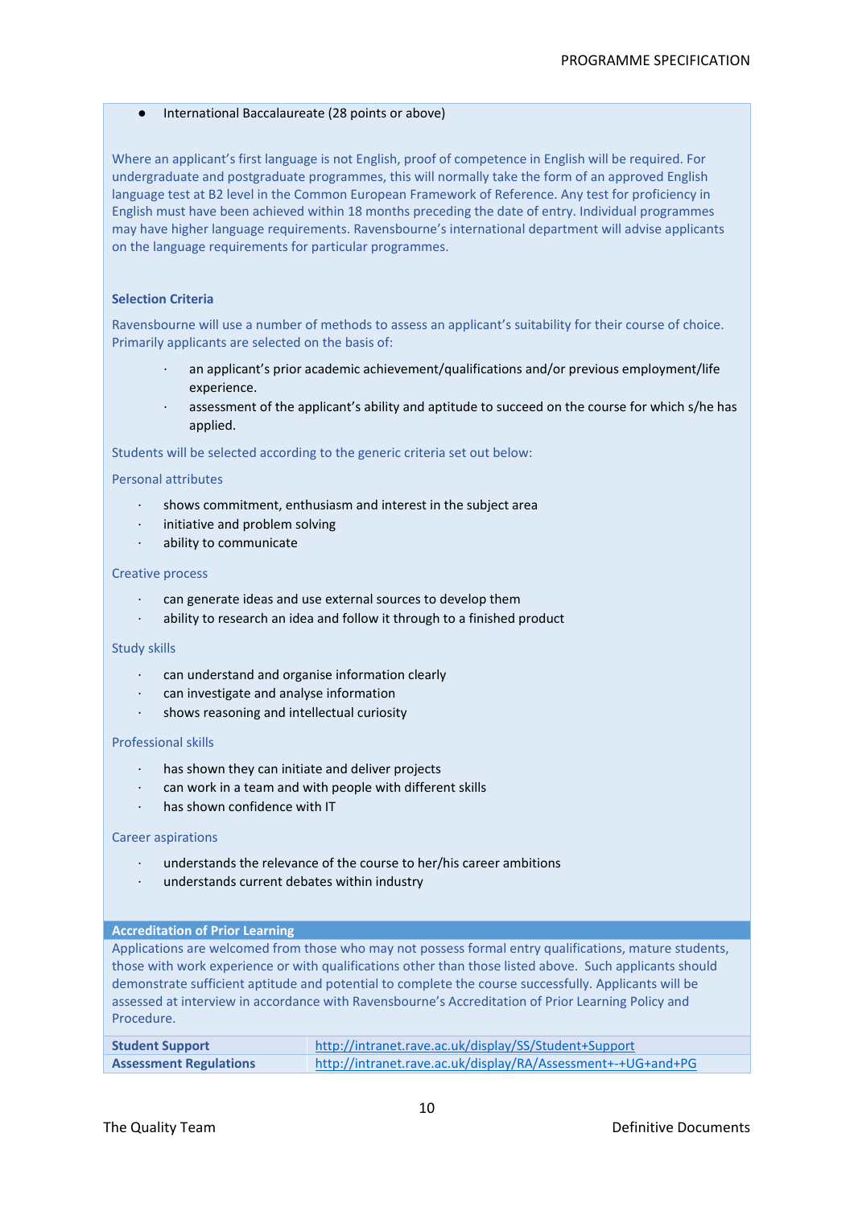- International Baccalaureate (28 points or above)

Where an applicant's first language is not English, proof of competence in English will be required. For undergraduate and postgraduate programmes, this will normally take the form of an approved English language test at B2 level in the Common European Framework of Reference. Any test for proficiency in English must have been achieved within 18 months preceding the date of entry. Individual programmes may have higher language requirements. Ravensbourne's international department will advise applicants on the language requirements for particular programmes.

**Selection Criteria**

Ravensbourne will use a number of methods to assess an applicant's suitability for their course of choice. Primarily applicants are selected on the basis of:

- an applicant's prior academic achievement/qualifications and/or previous employment/life experience.
- assessment of the applicant's ability and aptitude to succeed on the course for which s/he has applied.

Students will be selected according to the generic criteria set out below:

Personal attributes

- shows commitment, enthusiasm and interest in the subject area
- initiative and problem solving
- ability to communicate

Creative process

- can generate ideas and use external sources to develop them
- ability to research an idea and follow it through to a finished product

Study skills

- can understand and organise information clearly
- can investigate and analyse information
- shows reasoning and intellectual curiosity

Professional skills

- has shown they can initiate and deliver projects
- can work in a team and with people with different skills
- has shown confidence with IT

Career aspirations

- understands the relevance of the course to her/his career ambitions
- understands current debates within industry

**Accreditation of Prior Learning**

Applications are welcomed from those who may not possess formal entry qualifications, mature students, those with work experience or with qualifications other than those listed above. Such applicants should demonstrate sufficient aptitude and potential to complete the course successfully. Applicants will be assessed at interview in accordance with Ravensbourne's Accreditation of Prior Learning Policy and Procedure.

| | |
|---|---|
| **Student Support** | http://intranet.rave.ac.uk/display/SS/Student+Support |
| **Assessment Regulations** | http://intranet.rave.ac.uk/display/RA/Assessment+-+UG+and+PG |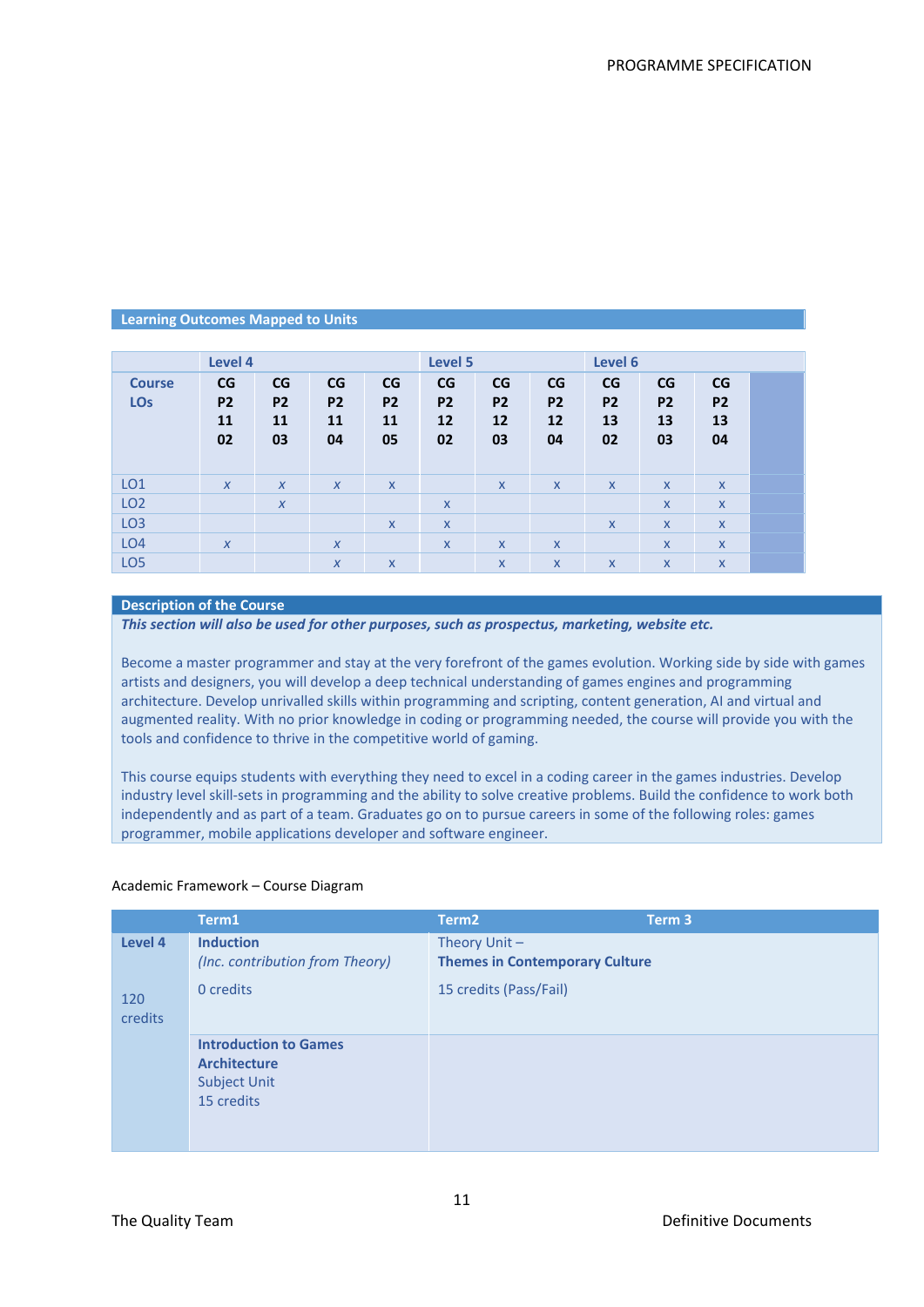## Learning Outcomes Mapped to Units

| | Level 4 | | | | Level 5 | | | Level 6 | | | |
|---|---|---|---|---|---|---|---|---|---|---|---|
| **Course LOs** | **CG P2 11 02** | **CG P2 11 03** | **CG P2 11 04** | **CG P2 11 05** | **CG P2 12 02** | **CG P2 12 03** | **CG P2 12 04** | **CG P2 13 02** | **CG P2 13 03** | **CG P2 13 04** | |
| LO1 | *x* | *x* | *x* | x | | x | x | x | x | x | |
| LO2 | | *x* | | | x | | | | x | x | |
| LO3 | | | | x | x | | | x | x | x | |
| LO4 | *x* | | *x* | | x | x | x | | x | x | |
| LO5 | | | *x* | x | | x | x | x | x | x | |

## Description of the Course

***This section will also be used for other purposes, such as prospectus, marketing, website etc.***

Become a master programmer and stay at the very forefront of the games evolution. Working side by side with games artists and designers, you will develop a deep technical understanding of games engines and programming architecture. Develop unrivalled skills within programming and scripting, content generation, AI and virtual and augmented reality. With no prior knowledge in coding or programming needed, the course will provide you with the tools and confidence to thrive in the competitive world of gaming.

This course equips students with everything they need to excel in a coding career in the games industries. Develop industry level skill-sets in programming and the ability to solve creative problems. Build the confidence to work both independently and as part of a team. Graduates go on to pursue careers in some of the following roles: games programmer, mobile applications developer and software engineer.

Academic Framework – Course Diagram

| | Term1 | Term2 | Term 3 |
|---|---|---|---|
| **Level 4**<br><br>120 credits | **Induction**<br>*(Inc. contribution from Theory)*<br>0 credits | Theory Unit –<br>**Themes in Contemporary Culture**<br>15 credits (Pass/Fail) | |
| | **Introduction to Games Architecture**<br>Subject Unit<br>15 credits | | |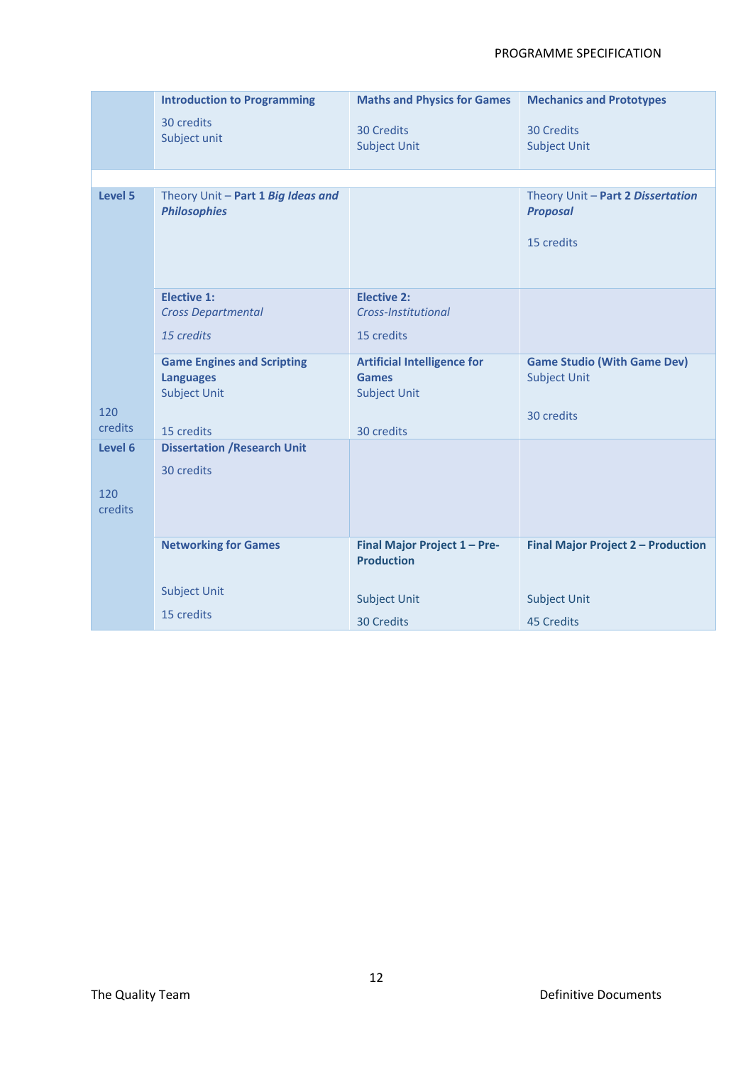| | | | |
|---|---|---|---|
| | **Introduction to Programming**<br>30 credits<br>Subject unit | **Maths and Physics for Games**<br>30 Credits<br>Subject Unit | **Mechanics and Prototypes**<br>30 Credits<br>Subject Unit |
| | | | |
| **Level 5** | Theory Unit – **Part 1 *Big Ideas and Philosophies*** | | Theory Unit – **Part 2 *Dissertation Proposal***<br>15 credits |
| | **Elective 1:**<br>*Cross Departmental*<br>*15 credits* | **Elective 2:**<br>*Cross-Institutional*<br>15 credits | |
| 120 credits | **Game Engines and Scripting Languages**<br>Subject Unit<br>15 credits | **Artificial Intelligence for Games**<br>Subject Unit<br>30 credits | **Game Studio (With Game Dev)**<br>Subject Unit<br>30 credits |
| **Level 6**<br>120 credits | **Dissertation /Research Unit**<br>30 credits | | |
| | **Networking for Games**<br>Subject Unit<br>15 credits | **Final Major Project 1 – Pre-Production**<br>Subject Unit<br>30 Credits | **Final Major Project 2 – Production**<br>Subject Unit<br>45 Credits |